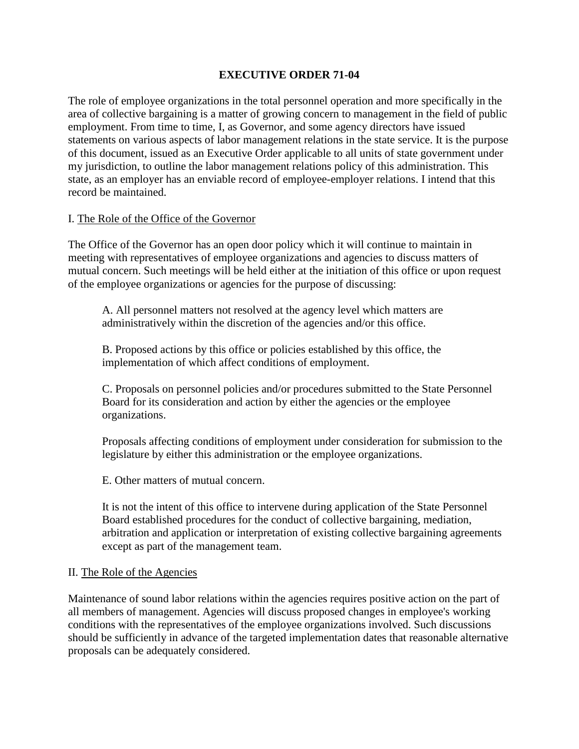# EXECUTIVE ORDER 71-04

The role of employee organizations in the total personnel operation and more specifically in the area of collective bargaining is a matter of growing concern to management in the field of public employment. From time to time, I, as Governor, and some agency directors have issued statements on various aspects of labor management relations in the state service. It is the purpose of this document, issued as an Executive Order applicable to all units of state government under my jurisdiction, to outline the labor management relations policy of this administration. This state, as an employer has an enviable record of employee-employer relations. I intend that this record be maintained.

## I. The Role of the Office of the Governor

The Office of the Governor has an open door policy which it will continue to maintain in meeting with representatives of employee organizations and agencies to discuss matters of mutual concern. Such meetings will be held either at the initiation of this office or upon request of the employee organizations or agencies for the purpose of discussing:

A. All personnel matters not resolved at the agency level which matters are administratively within the discretion of the agencies and/or this office.

B. Proposed actions by this office or policies established by this office, the implementation of which affect conditions of employment.

C. Proposals on personnel policies and/or procedures submitted to the State Personnel Board for its consideration and action by either the agencies or the employee organizations.

Proposals affecting conditions of employment under consideration for submission to the legislature by either this administration or the employee organizations.

E. Other matters of mutual concern.

It is not the intent of this office to intervene during application of the State Personnel Board established procedures for the conduct of collective bargaining, mediation, arbitration and application or interpretation of existing collective bargaining agreements except as part of the management team.

## II. The Role of the Agencies

Maintenance of sound labor relations within the agencies requires positive action on the part of all members of management. Agencies will discuss proposed changes in employee's working conditions with the representatives of the employee organizations involved. Such discussions should be sufficiently in advance of the targeted implementation dates that reasonable alternative proposals can be adequately considered.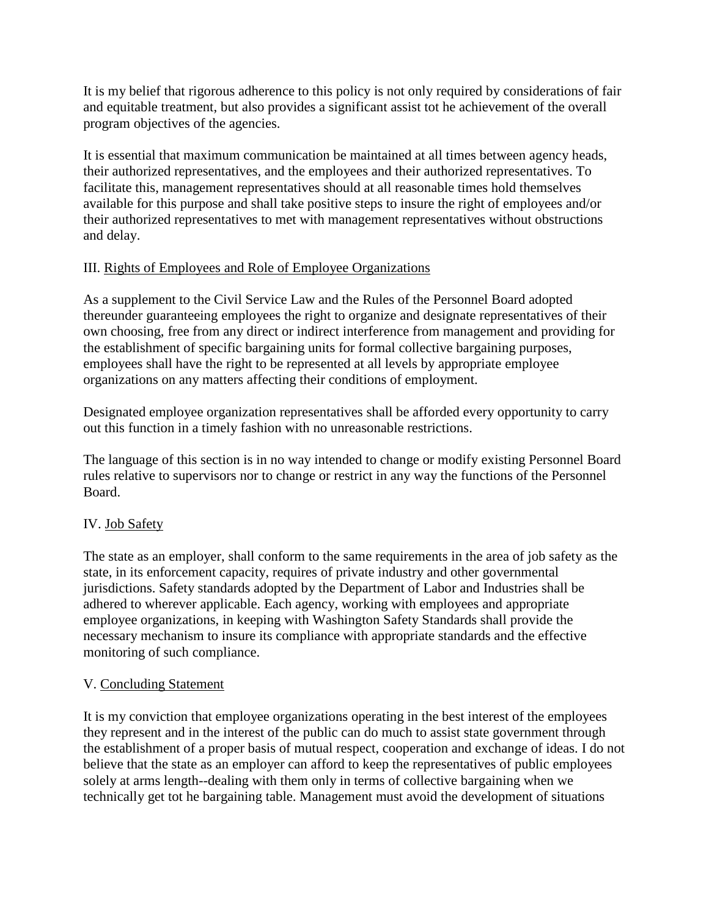It is my belief that rigorous adherence to this policy is not only required by considerations of fair and equitable treatment, but also provides a significant assist tot he achievement of the overall program objectives of the agencies.

It is essential that maximum communication be maintained at all times between agency heads, their authorized representatives, and the employees and their authorized representatives. To facilitate this, management representatives should at all reasonable times hold themselves available for this purpose and shall take positive steps to insure the right of employees and/or their authorized representatives to met with management representatives without obstructions and delay.

III. Rights of Employees and Role of Employee Organizations

As a supplement to the Civil Service Law and the Rules of the Personnel Board adopted thereunder guaranteeing employees the right to organize and designate representatives of their own choosing, free from any direct or indirect interference from management and providing for the establishment of specific bargaining units for formal collective bargaining purposes, employees shall have the right to be represented at all levels by appropriate employee organizations on any matters affecting their conditions of employment.

Designated employee organization representatives shall be afforded every opportunity to carry out this function in a timely fashion with no unreasonable restrictions.

The language of this section is in no way intended to change or modify existing Personnel Board rules relative to supervisors nor to change or restrict in any way the functions of the Personnel Board.

IV. Job Safety

The state as an employer, shall conform to the same requirements in the area of job safety as the state, in its enforcement capacity, requires of private industry and other governmental jurisdictions. Safety standards adopted by the Department of Labor and Industries shall be adhered to wherever applicable. Each agency, working with employees and appropriate employee organizations, in keeping with Washington Safety Standards shall provide the necessary mechanism to insure its compliance with appropriate standards and the effective monitoring of such compliance.

V. Concluding Statement

It is my conviction that employee organizations operating in the best interest of the employees they represent and in the interest of the public can do much to assist state government through the establishment of a proper basis of mutual respect, cooperation and exchange of ideas. I do not believe that the state as an employer can afford to keep the representatives of public employees solely at arms length--dealing with them only in terms of collective bargaining when we technically get tot he bargaining table. Management must avoid the development of situations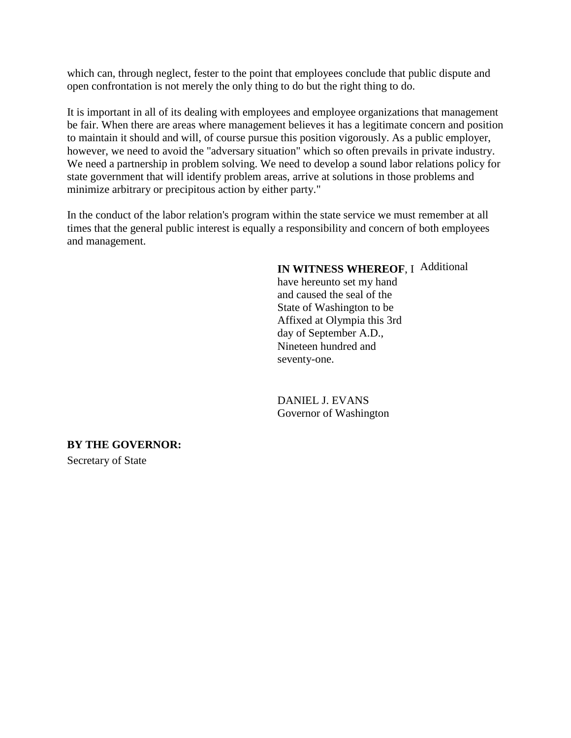which can, through neglect, fester to the point that employees conclude that public dispute and open confrontation is not merely the only thing to do but the right thing to do.

It is important in all of its dealing with employees and employee organizations that management be fair. When there are areas where management believes it has a legitimate concern and position to maintain it should and will, of course pursue this position vigorously. As a public employer, however, we need to avoid the "adversary situation" which so often prevails in private industry. We need a partnership in problem solving. We need to develop a sound labor relations policy for state government that will identify problem areas, arrive at solutions in those problems and minimize arbitrary or precipitous action by either party."

In the conduct of the labor relation's program within the state service we must remember at all times that the general public interest is equally a responsibility and concern of both employees and management.

**IN WITNESS WHEREOF**, I have hereunto set my hand and caused the seal of the State of Washington to be Affixed at Olympia this 3rd day of September A.D., Nineteen hundred and seventy-one.

Additional

DANIEL J. EVANS
Governor of Washington

**BY THE GOVERNOR:**

Secretary of State